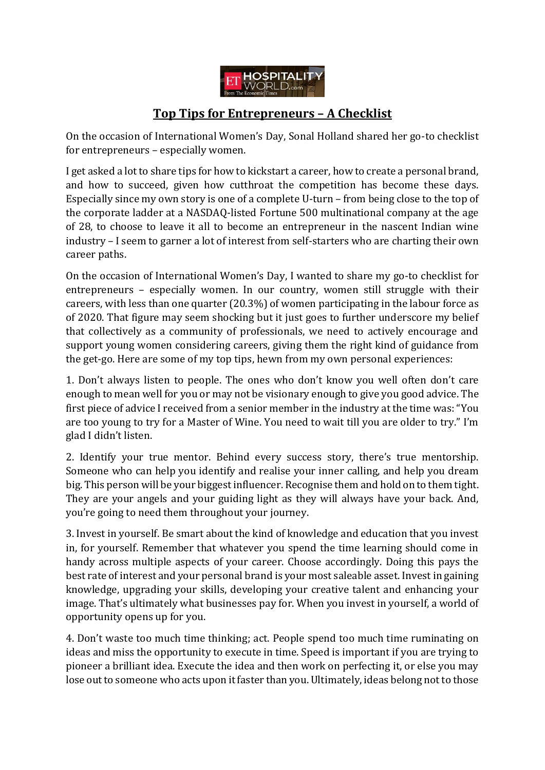# Top Tips for Entrepreneurs – A Checklist

On the occasion of International Women's Day, Sonal Holland shared her go-to checklist for entrepreneurs – especially women.

I get asked a lot to share tips for how to kickstart a career, how to create a personal brand, and how to succeed, given how cutthroat the competition has become these days. Especially since my own story is one of a complete U-turn – from being close to the top of the corporate ladder at a NASDAQ-listed Fortune 500 multinational company at the age of 28, to choose to leave it all to become an entrepreneur in the nascent Indian wine industry – I seem to garner a lot of interest from self-starters who are charting their own career paths.

On the occasion of International Women's Day, I wanted to share my go-to checklist for entrepreneurs – especially women. In our country, women still struggle with their careers, with less than one quarter (20.3%) of women participating in the labour force as of 2020. That figure may seem shocking but it just goes to further underscore my belief that collectively as a community of professionals, we need to actively encourage and support young women considering careers, giving them the right kind of guidance from the get-go. Here are some of my top tips, hewn from my own personal experiences:

1. Don't always listen to people. The ones who don't know you well often don't care enough to mean well for you or may not be visionary enough to give you good advice. The first piece of advice I received from a senior member in the industry at the time was: "You are too young to try for a Master of Wine. You need to wait till you are older to try." I'm glad I didn't listen.

2. Identify your true mentor. Behind every success story, there's true mentorship. Someone who can help you identify and realise your inner calling, and help you dream big. This person will be your biggest influencer. Recognise them and hold on to them tight. They are your angels and your guiding light as they will always have your back. And, you're going to need them throughout your journey.

3. Invest in yourself. Be smart about the kind of knowledge and education that you invest in, for yourself. Remember that whatever you spend the time learning should come in handy across multiple aspects of your career. Choose accordingly. Doing this pays the best rate of interest and your personal brand is your most saleable asset. Invest in gaining knowledge, upgrading your skills, developing your creative talent and enhancing your image. That's ultimately what businesses pay for. When you invest in yourself, a world of opportunity opens up for you.

4. Don't waste too much time thinking; act. People spend too much time ruminating on ideas and miss the opportunity to execute in time. Speed is important if you are trying to pioneer a brilliant idea. Execute the idea and then work on perfecting it, or else you may lose out to someone who acts upon it faster than you. Ultimately, ideas belong not to those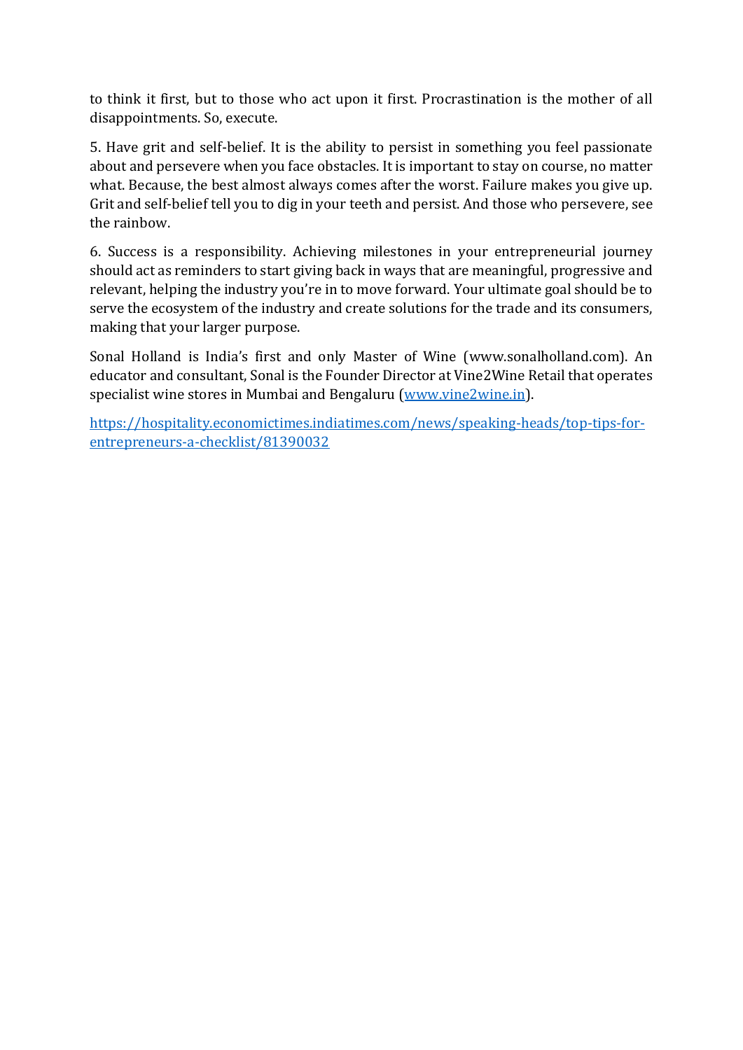to think it first, but to those who act upon it first. Procrastination is the mother of all disappointments. So, execute.

5. Have grit and self-belief. It is the ability to persist in something you feel passionate about and persevere when you face obstacles. It is important to stay on course, no matter what. Because, the best almost always comes after the worst. Failure makes you give up. Grit and self-belief tell you to dig in your teeth and persist. And those who persevere, see the rainbow.

6. Success is a responsibility. Achieving milestones in your entrepreneurial journey should act as reminders to start giving back in ways that are meaningful, progressive and relevant, helping the industry you're in to move forward. Your ultimate goal should be to serve the ecosystem of the industry and create solutions for the trade and its consumers, making that your larger purpose.

Sonal Holland is India's first and only Master of Wine (www.sonalholland.com). An educator and consultant, Sonal is the Founder Director at Vine2Wine Retail that operates specialist wine stores in Mumbai and Bengaluru ([www.vine2wine.in](www.vine2wine.in)).

[https://hospitality.economictimes.indiatimes.com/news/speaking-heads/top-tips-for-entrepreneurs-a-checklist/81390032](https://hospitality.economictimes.indiatimes.com/news/speaking-heads/top-tips-for-entrepreneurs-a-checklist/81390032)